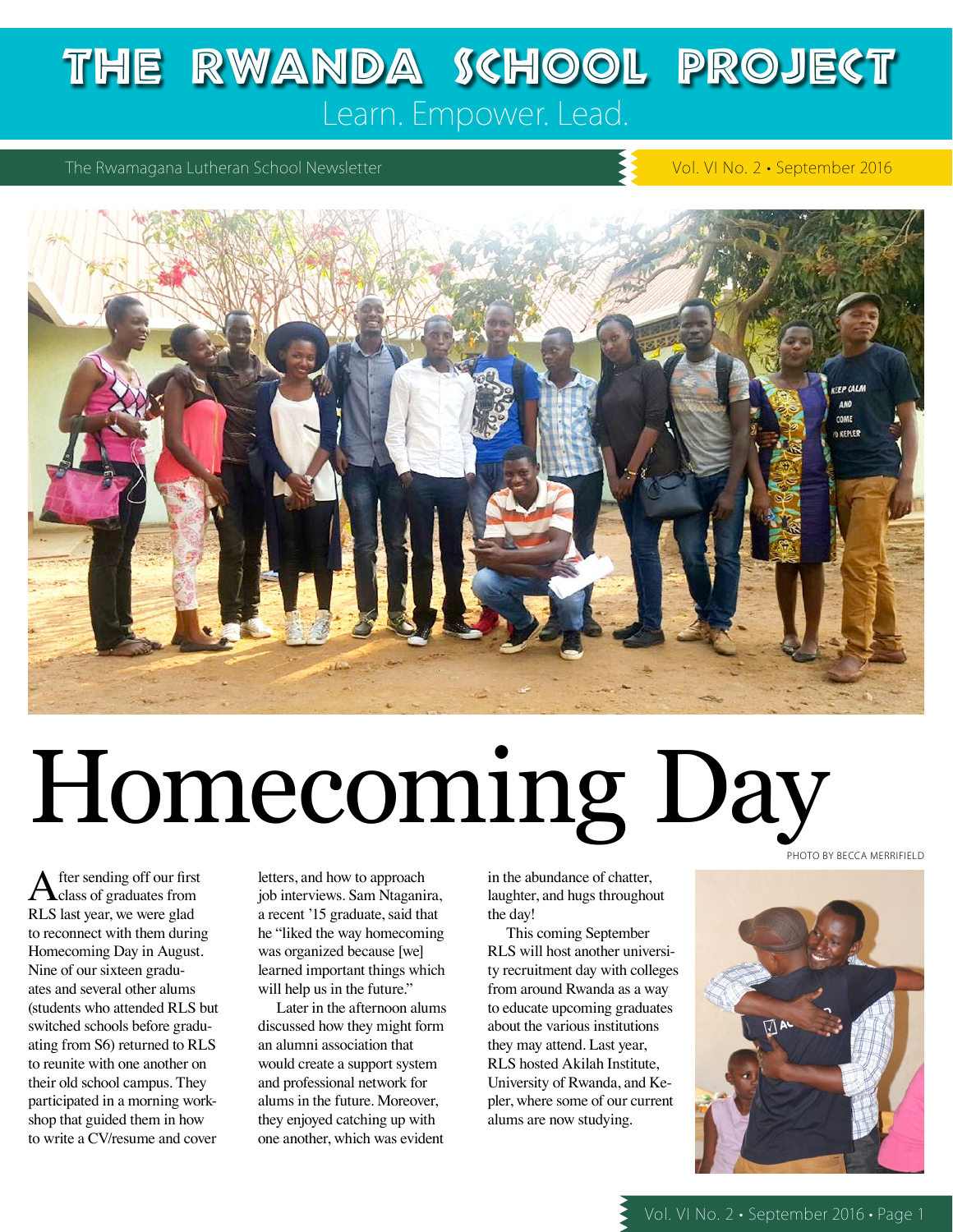# THE RWANDA SCHOOL PROJECT

Learn. Empower. Lead.

The Rwamagana Lutheran School Newsletter

Vol. VI No. 2 • September 2016

# Homecoming Day

PHOTO BY BECCA MERRIFIELD

After sending off our first class of graduates from RLS last year, we were glad to reconnect with them during Homecoming Day in August. Nine of our sixteen graduates and several other alums (students who attended RLS but switched schools before graduating from S6) returned to RLS to reunite with one another on their old school campus. They participated in a morning workshop that guided them in how to write a CV/resume and cover letters, and how to approach job interviews. Sam Ntaganira, a recent '15 graduate, said that he "liked the way homecoming was organized because [we] learned important things which will help us in the future."

Later in the afternoon alums discussed how they might form an alumni association that would create a support system and professional network for alums in the future. Moreover, they enjoyed catching up with one another, which was evident in the abundance of chatter, laughter, and hugs throughout the day!

This coming September RLS will host another university recruitment day with colleges from around Rwanda as a way to educate upcoming graduates about the various institutions they may attend. Last year, RLS hosted Akilah Institute, University of Rwanda, and Kepler, where some of our current alums are now studying.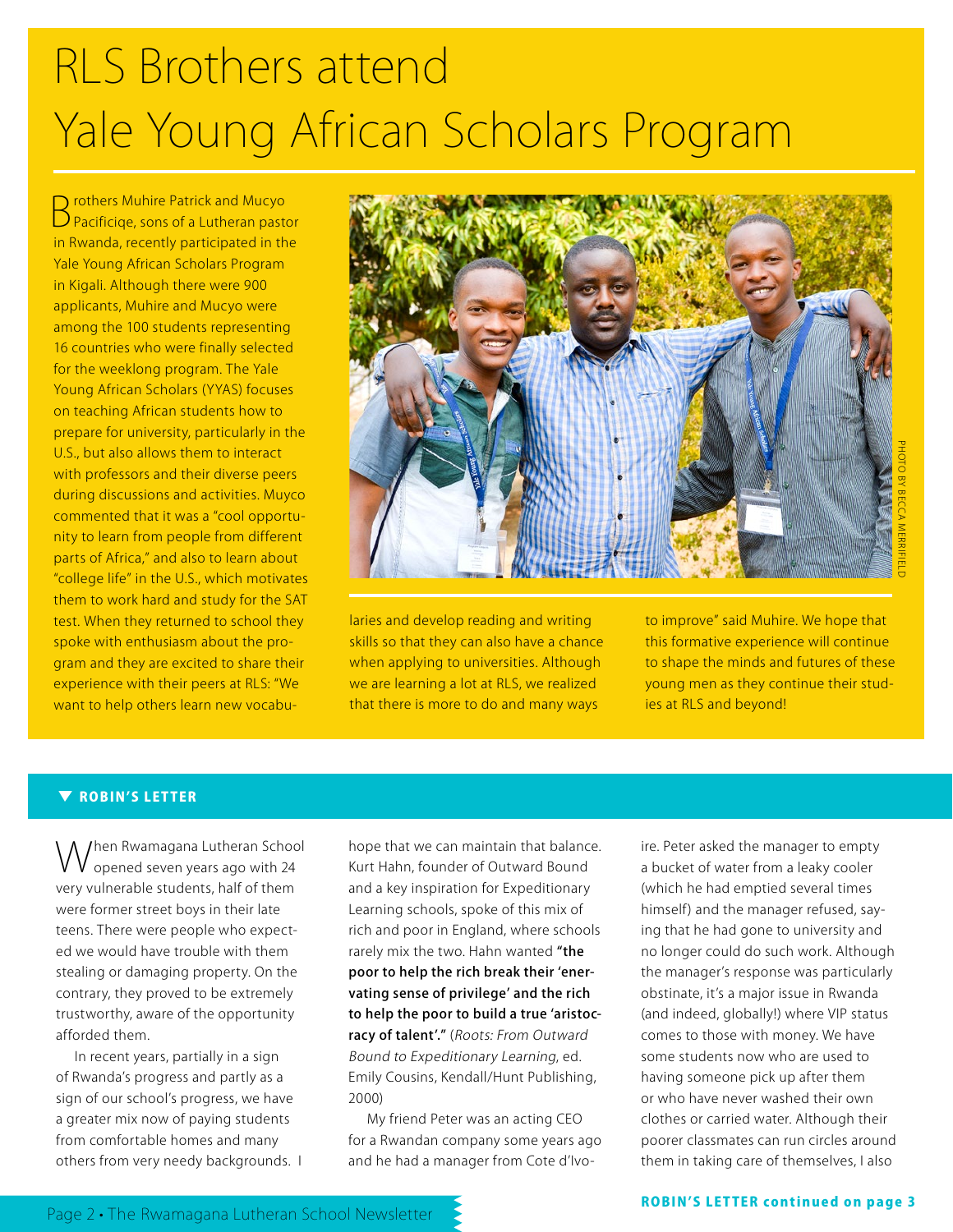# RLS Brothers attend Yale Young African Scholars Program

Brothers Muhire Patrick and Mucyo Pacificiqe, sons of a Lutheran pastor in Rwanda, recently participated in the Yale Young African Scholars Program in Kigali. Although there were 900 applicants, Muhire and Mucyo were among the 100 students representing 16 countries who were finally selected for the weeklong program. The Yale Young African Scholars (YYAS) focuses on teaching African students how to prepare for university, particularly in the U.S., but also allows them to interact with professors and their diverse peers during discussions and activities. Muyco commented that it was a "cool opportunity to learn from people from different parts of Africa," and also to learn about "college life" in the U.S., which motivates them to work hard and study for the SAT test. When they returned to school they spoke with enthusiasm about the program and they are excited to share their experience with their peers at RLS: "We want to help others learn new vocabularies and develop reading and writing skills so that they can also have a chance when applying to universities. Although we are learning a lot at RLS, we realized that there is more to do and many ways to improve" said Muhire. We hope that this formative experience will continue to shape the minds and futures of these young men as they continue their studies at RLS and beyond!

PHOTO BY BECCA MERRIFIELD

## ROBIN'S LETTER

When Rwamagana Lutheran School opened seven years ago with 24 very vulnerable students, half of them were former street boys in their late teens. There were people who expected we would have trouble with them stealing or damaging property. On the contrary, they proved to be extremely trustworthy, aware of the opportunity afforded them.

In recent years, partially in a sign of Rwanda's progress and partly as a sign of our school's progress, we have a greater mix now of paying students from comfortable homes and many others from very needy backgrounds. I hope that we can maintain that balance. Kurt Hahn, founder of Outward Bound and a key inspiration for Expeditionary Learning schools, spoke of this mix of rich and poor in England, where schools rarely mix the two. Hahn wanted **"the poor to help the rich break their 'enervating sense of privilege' and the rich to help the poor to build a true 'aristocracy of talent'."** (*Roots: From Outward Bound to Expeditionary Learning*, ed. Emily Cousins, Kendall/Hunt Publishing, 2000)

My friend Peter was an acting CEO for a Rwandan company some years ago and he had a manager from Cote d'Ivoire. Peter asked the manager to empty a bucket of water from a leaky cooler (which he had emptied several times himself) and the manager refused, saying that he had gone to university and no longer could do such work. Although the manager's response was particularly obstinate, it's a major issue in Rwanda (and indeed, globally!) where VIP status comes to those with money. We have some students now who are used to having someone pick up after them or who have never washed their own clothes or carried water. Although their poorer classmates can run circles around them in taking care of themselves, I also

**ROBIN'S LETTER continued on page 3**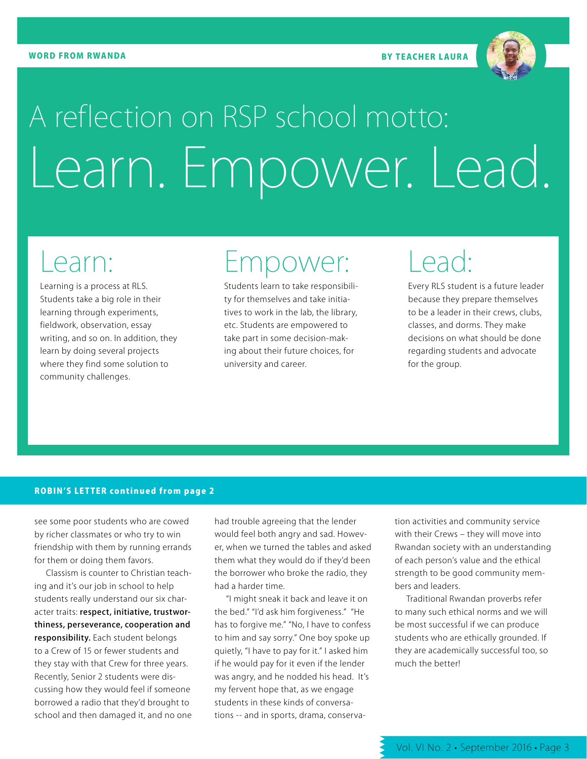WORD FROM RWANDA

BY TEACHER LAURA

# A reflection on RSP school motto: Learn. Empower. Lead.

## Learn:

Learning is a process at RLS. Students take a big role in their learning through experiments, fieldwork, observation, essay writing, and so on. In addition, they learn by doing several projects where they find some solution to community challenges.

## Empower:

Students learn to take responsibility for themselves and take initiatives to work in the lab, the library, etc. Students are empowered to take part in some decision-making about their future choices, for university and career.

## Lead:

Every RLS student is a future leader because they prepare themselves to be a leader in their crews, clubs, classes, and dorms. They make decisions on what should be done regarding students and advocate for the group.

**ROBIN'S LETTER continued from page 2**

see some poor students who are cowed by richer classmates or who try to win friendship with them by running errands for them or doing them favors.

Classism is counter to Christian teaching and it's our job in school to help students really understand our six character traits: **respect, initiative, trustworthiness, perseverance, cooperation and responsibility.** Each student belongs to a Crew of 15 or fewer students and they stay with that Crew for three years. Recently, Senior 2 students were discussing how they would feel if someone borrowed a radio that they'd brought to school and then damaged it, and no one had trouble agreeing that the lender would feel both angry and sad. However, when we turned the tables and asked them what they would do if they'd been the borrower who broke the radio, they had a harder time.

"I might sneak it back and leave it on the bed." "I'd ask him forgiveness." "He has to forgive me." "No, I have to confess to him and say sorry." One boy spoke up quietly, "I have to pay for it." I asked him if he would pay for it even if the lender was angry, and he nodded his head. It's my fervent hope that, as we engage students in these kinds of conversations -- and in sports, drama, conservation activities and community service with their Crews – they will move into Rwandan society with an understanding of each person's value and the ethical strength to be good community members and leaders.

Traditional Rwandan proverbs refer to many such ethical norms and we will be most successful if we can produce students who are ethically grounded. If they are academically successful too, so much the better!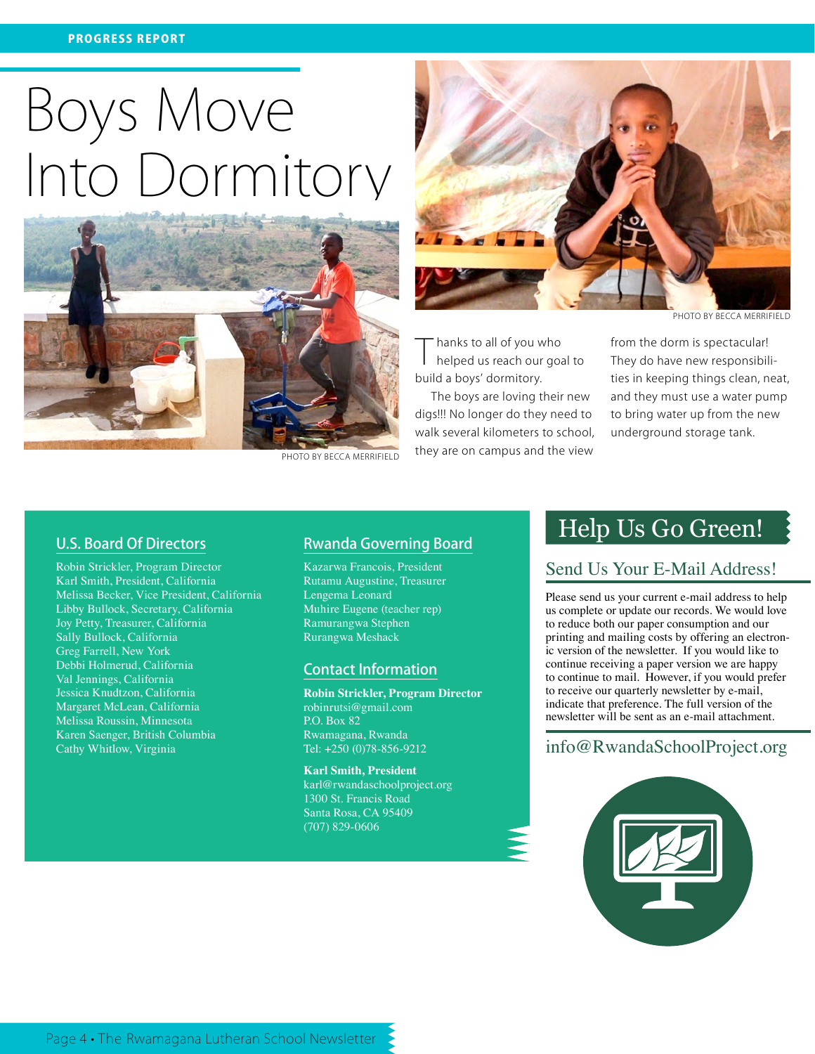# Boys Move Into Dormitory

PHOTO BY BECCA MERRIFIELD

PHOTO BY BECCA MERRIFIELD

Thanks to all of you who helped us reach our goal to build a boys' dormitory.

The boys are loving their new digs!!! No longer do they need to walk several kilometers to school, they are on campus and the view from the dorm is spectacular! They do have new responsibilities in keeping things clean, neat, and they must use a water pump to bring water up from the new underground storage tank.

## U.S. Board Of Directors

Robin Strickler, Program Director
Karl Smith, President, California
Melissa Becker, Vice President, California
Libby Bullock, Secretary, California
Joy Petty, Treasurer, California
Sally Bullock, California
Greg Farrell, New York
Debbi Holmerud, California
Val Jennings, California
Jessica Knudtzon, California
Margaret McLean, California
Melissa Roussin, Minnesota
Karen Saenger, British Columbia
Cathy Whitlow, Virginia

## Rwanda Governing Board

Kazarwa Francois, President
Rutamu Augustine, Treasurer
Lengema Leonard
Muhire Eugene (teacher rep)
Ramurangwa Stephen
Rurangwa Meshack

## Contact Information

**Robin Strickler, Program Director**
robinrutsi@gmail.com
P.O. Box 82
Rwamagana, Rwanda
Tel: +250 (0)78-856-9212

**Karl Smith, President**
karl@rwandaschoolproject.org
1300 St. Francis Road
Santa Rosa, CA 95409
(707) 829-0606

## Help Us Go Green!

### Send Us Your E-Mail Address!

Please send us your current e-mail address to help us complete or update our records. We would love to reduce both our paper consumption and our printing and mailing costs by offering an electronic version of the newsletter. If you would like to continue receiving a paper version we are happy to continue to mail. However, if you would prefer to receive our quarterly newsletter by e-mail, indicate that preference. The full version of the newsletter will be sent as an e-mail attachment.

info@RwandaSchoolProject.org